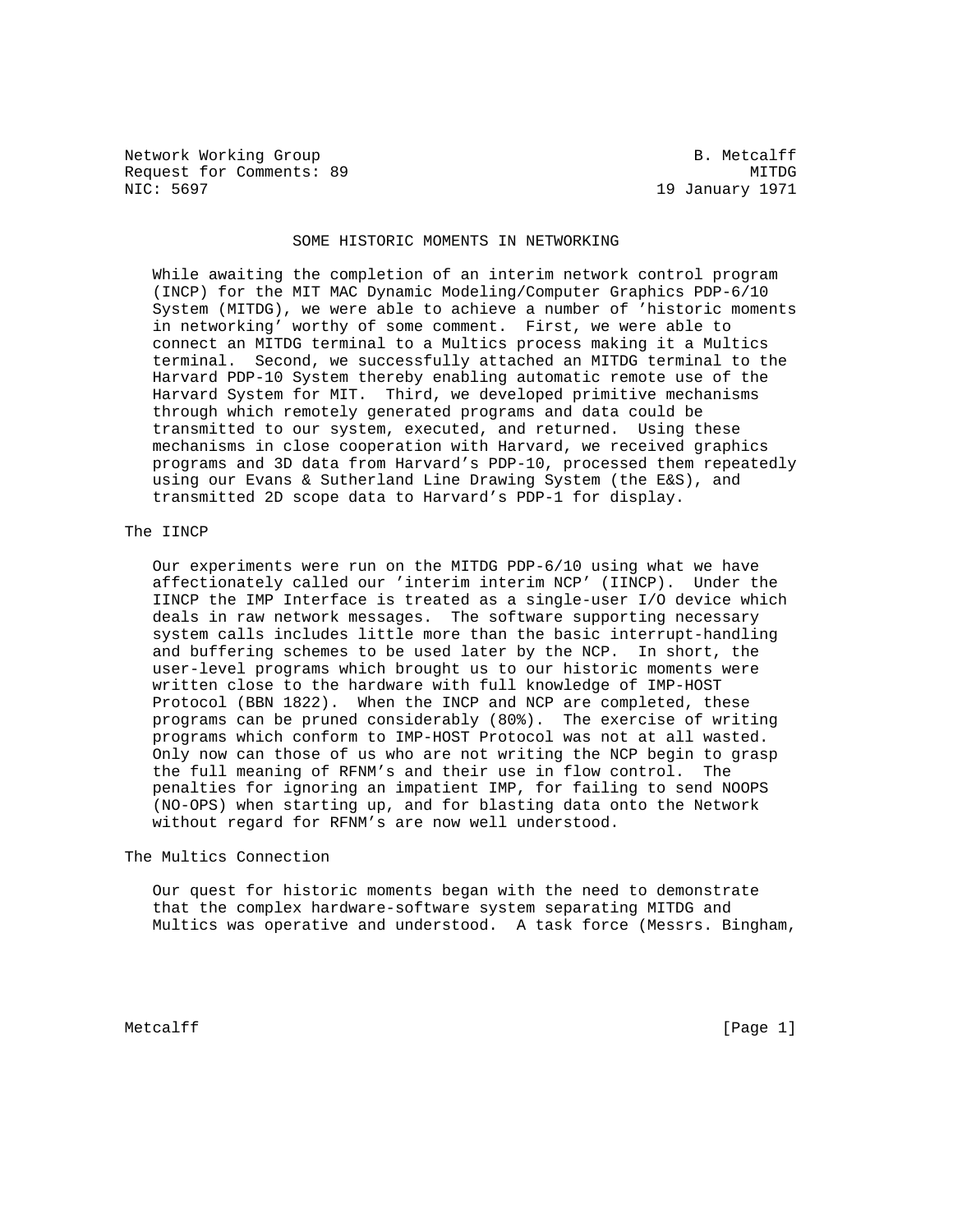Network Working Group B. Metcalff
Request for Comments: 89 MITDG
NIC: 5697 19 January 1971

# SOME HISTORIC MOMENTS IN NETWORKING

While awaiting the completion of an interim network control program (INCP) for the MIT MAC Dynamic Modeling/Computer Graphics PDP-6/10 System (MITDG), we were able to achieve a number of 'historic moments in networking' worthy of some comment. First, we were able to connect an MITDG terminal to a Multics process making it a Multics terminal. Second, we successfully attached an MITDG terminal to the Harvard PDP-10 System thereby enabling automatic remote use of the Harvard System for MIT. Third, we developed primitive mechanisms through which remotely generated programs and data could be transmitted to our system, executed, and returned. Using these mechanisms in close cooperation with Harvard, we received graphics programs and 3D data from Harvard's PDP-10, processed them repeatedly using our Evans & Sutherland Line Drawing System (the E&S), and transmitted 2D scope data to Harvard's PDP-1 for display.

## The IINCP

Our experiments were run on the MITDG PDP-6/10 using what we have affectionately called our 'interim interim NCP' (IINCP). Under the IINCP the IMP Interface is treated as a single-user I/O device which deals in raw network messages. The software supporting necessary system calls includes little more than the basic interrupt-handling and buffering schemes to be used later by the NCP. In short, the user-level programs which brought us to our historic moments were written close to the hardware with full knowledge of IMP-HOST Protocol (BBN 1822). When the INCP and NCP are completed, these programs can be pruned considerably (80%). The exercise of writing programs which conform to IMP-HOST Protocol was not at all wasted. Only now can those of us who are not writing the NCP begin to grasp the full meaning of RFNM's and their use in flow control. The penalties for ignoring an impatient IMP, for failing to send NOOPS (NO-OPS) when starting up, and for blasting data onto the Network without regard for RFNM's are now well understood.

## The Multics Connection

Our quest for historic moments began with the need to demonstrate that the complex hardware-software system separating MITDG and Multics was operative and understood. A task force (Messrs. Bingham,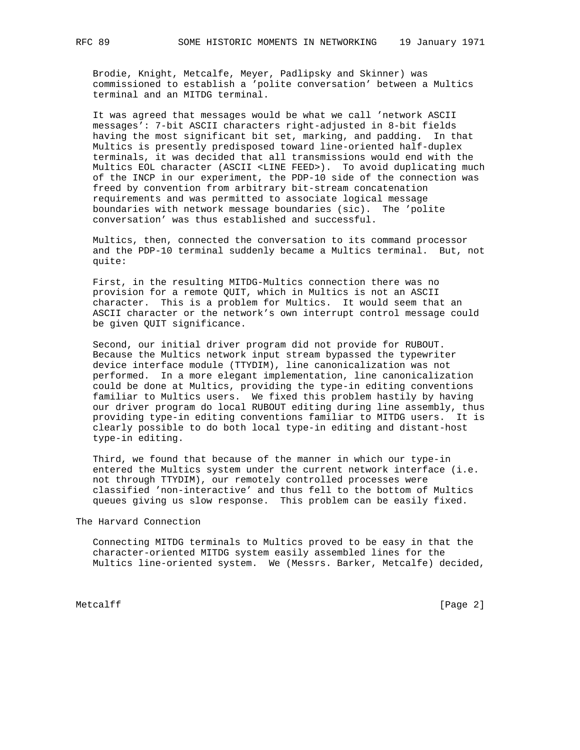Brodie, Knight, Metcalfe, Meyer, Padlipsky and Skinner) was commissioned to establish a 'polite conversation' between a Multics terminal and an MITDG terminal.

It was agreed that messages would be what we call 'network ASCII messages': 7-bit ASCII characters right-adjusted in 8-bit fields having the most significant bit set, marking, and padding. In that Multics is presently predisposed toward line-oriented half-duplex terminals, it was decided that all transmissions would end with the Multics EOL character (ASCII <LINE FEED>). To avoid duplicating much of the INCP in our experiment, the PDP-10 side of the connection was freed by convention from arbitrary bit-stream concatenation requirements and was permitted to associate logical message boundaries with network message boundaries (sic). The 'polite conversation' was thus established and successful.

Multics, then, connected the conversation to its command processor and the PDP-10 terminal suddenly became a Multics terminal. But, not quite:

First, in the resulting MITDG-Multics connection there was no provision for a remote QUIT, which in Multics is not an ASCII character. This is a problem for Multics. It would seem that an ASCII character or the network's own interrupt control message could be given QUIT significance.

Second, our initial driver program did not provide for RUBOUT. Because the Multics network input stream bypassed the typewriter device interface module (TTYDIM), line canonicalization was not performed. In a more elegant implementation, line canonicalization could be done at Multics, providing the type-in editing conventions familiar to Multics users. We fixed this problem hastily by having our driver program do local RUBOUT editing during line assembly, thus providing type-in editing conventions familiar to MITDG users. It is clearly possible to do both local type-in editing and distant-host type-in editing.

Third, we found that because of the manner in which our type-in entered the Multics system under the current network interface (i.e. not through TTYDIM), our remotely controlled processes were classified 'non-interactive' and thus fell to the bottom of Multics queues giving us slow response. This problem can be easily fixed.

## The Harvard Connection

Connecting MITDG terminals to Multics proved to be easy in that the character-oriented MITDG system easily assembled lines for the Multics line-oriented system. We (Messrs. Barker, Metcalfe) decided,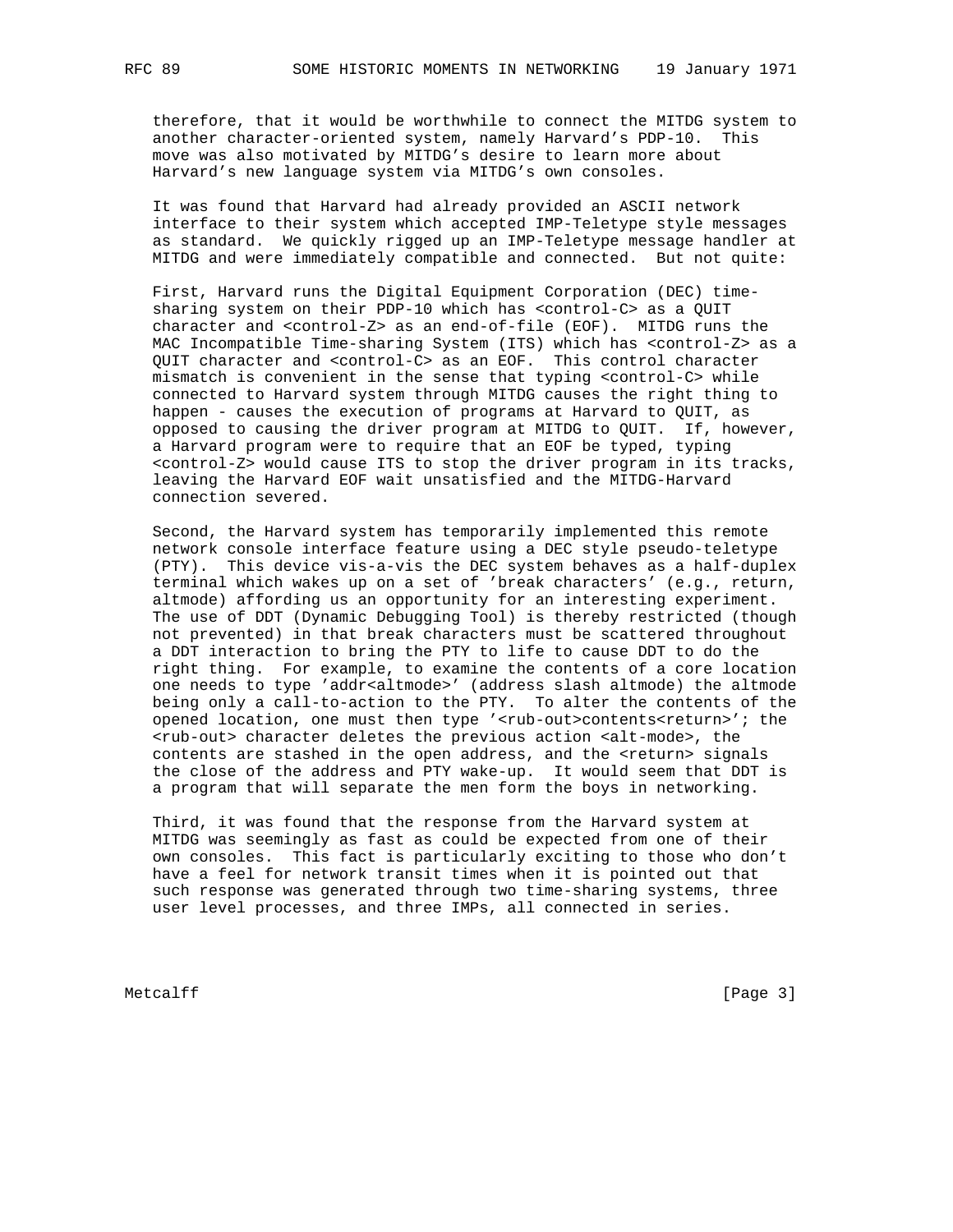therefore, that it would be worthwhile to connect the MITDG system to another character-oriented system, namely Harvard's PDP-10. This move was also motivated by MITDG's desire to learn more about Harvard's new language system via MITDG's own consoles.

It was found that Harvard had already provided an ASCII network interface to their system which accepted IMP-Teletype style messages as standard. We quickly rigged up an IMP-Teletype message handler at MITDG and were immediately compatible and connected. But not quite:

First, Harvard runs the Digital Equipment Corporation (DEC) time-sharing system on their PDP-10 which has <control-C> as a QUIT character and <control-Z> as an end-of-file (EOF). MITDG runs the MAC Incompatible Time-sharing System (ITS) which has <control-Z> as a QUIT character and <control-C> as an EOF. This control character mismatch is convenient in the sense that typing <control-C> while connected to Harvard system through MITDG causes the right thing to happen - causes the execution of programs at Harvard to QUIT, as opposed to causing the driver program at MITDG to QUIT. If, however, a Harvard program were to require that an EOF be typed, typing <control-Z> would cause ITS to stop the driver program in its tracks, leaving the Harvard EOF wait unsatisfied and the MITDG-Harvard connection severed.

Second, the Harvard system has temporarily implemented this remote network console interface feature using a DEC style pseudo-teletype (PTY). This device vis-a-vis the DEC system behaves as a half-duplex terminal which wakes up on a set of 'break characters' (e.g., return, altmode) affording us an opportunity for an interesting experiment. The use of DDT (Dynamic Debugging Tool) is thereby restricted (though not prevented) in that break characters must be scattered throughout a DDT interaction to bring the PTY to life to cause DDT to do the right thing. For example, to examine the contents of a core location one needs to type 'addr<altmode>' (address slash altmode) the altmode being only a call-to-action to the PTY. To alter the contents of the opened location, one must then type '<rub-out>contents<return>'; the <rub-out> character deletes the previous action <alt-mode>, the contents are stashed in the open address, and the <return> signals the close of the address and PTY wake-up. It would seem that DDT is a program that will separate the men form the boys in networking.

Third, it was found that the response from the Harvard system at MITDG was seemingly as fast as could be expected from one of their own consoles. This fact is particularly exciting to those who don't have a feel for network transit times when it is pointed out that such response was generated through two time-sharing systems, three user level processes, and three IMPs, all connected in series.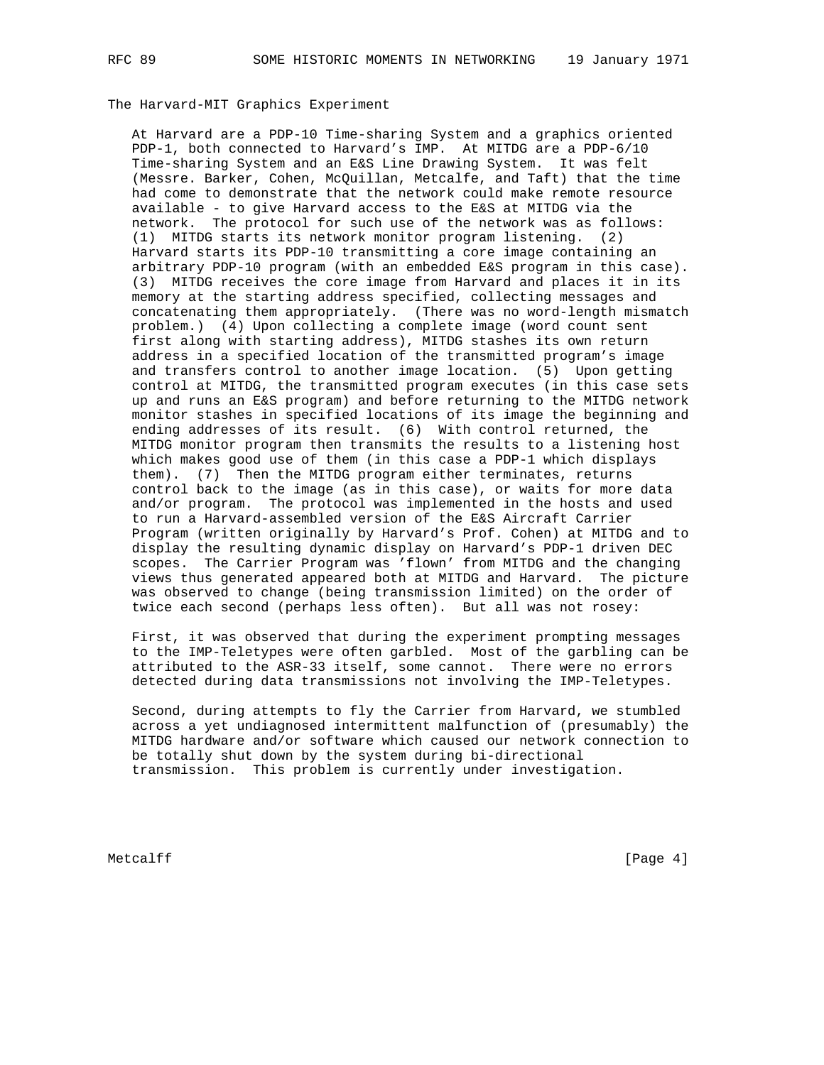## The Harvard-MIT Graphics Experiment

At Harvard are a PDP-10 Time-sharing System and a graphics oriented PDP-1, both connected to Harvard's IMP. At MITDG are a PDP-6/10 Time-sharing System and an E&S Line Drawing System. It was felt (Messre. Barker, Cohen, McQuillan, Metcalfe, and Taft) that the time had come to demonstrate that the network could make remote resource available - to give Harvard access to the E&S at MITDG via the network. The protocol for such use of the network was as follows: (1) MITDG starts its network monitor program listening. (2) Harvard starts its PDP-10 transmitting a core image containing an arbitrary PDP-10 program (with an embedded E&S program in this case). (3) MITDG receives the core image from Harvard and places it in its memory at the starting address specified, collecting messages and concatenating them appropriately. (There was no word-length mismatch problem.) (4) Upon collecting a complete image (word count sent first along with starting address), MITDG stashes its own return address in a specified location of the transmitted program's image and transfers control to another image location. (5) Upon getting control at MITDG, the transmitted program executes (in this case sets up and runs an E&S program) and before returning to the MITDG network monitor stashes in specified locations of its image the beginning and ending addresses of its result. (6) With control returned, the MITDG monitor program then transmits the results to a listening host which makes good use of them (in this case a PDP-1 which displays them). (7) Then the MITDG program either terminates, returns control back to the image (as in this case), or waits for more data and/or program. The protocol was implemented in the hosts and used to run a Harvard-assembled version of the E&S Aircraft Carrier Program (written originally by Harvard's Prof. Cohen) at MITDG and to display the resulting dynamic display on Harvard's PDP-1 driven DEC scopes. The Carrier Program was 'flown' from MITDG and the changing views thus generated appeared both at MITDG and Harvard. The picture was observed to change (being transmission limited) on the order of twice each second (perhaps less often). But all was not rosey:

First, it was observed that during the experiment prompting messages to the IMP-Teletypes were often garbled. Most of the garbling can be attributed to the ASR-33 itself, some cannot. There were no errors detected during data transmissions not involving the IMP-Teletypes.

Second, during attempts to fly the Carrier from Harvard, we stumbled across a yet undiagnosed intermittent malfunction of (presumably) the MITDG hardware and/or software which caused our network connection to be totally shut down by the system during bi-directional transmission. This problem is currently under investigation.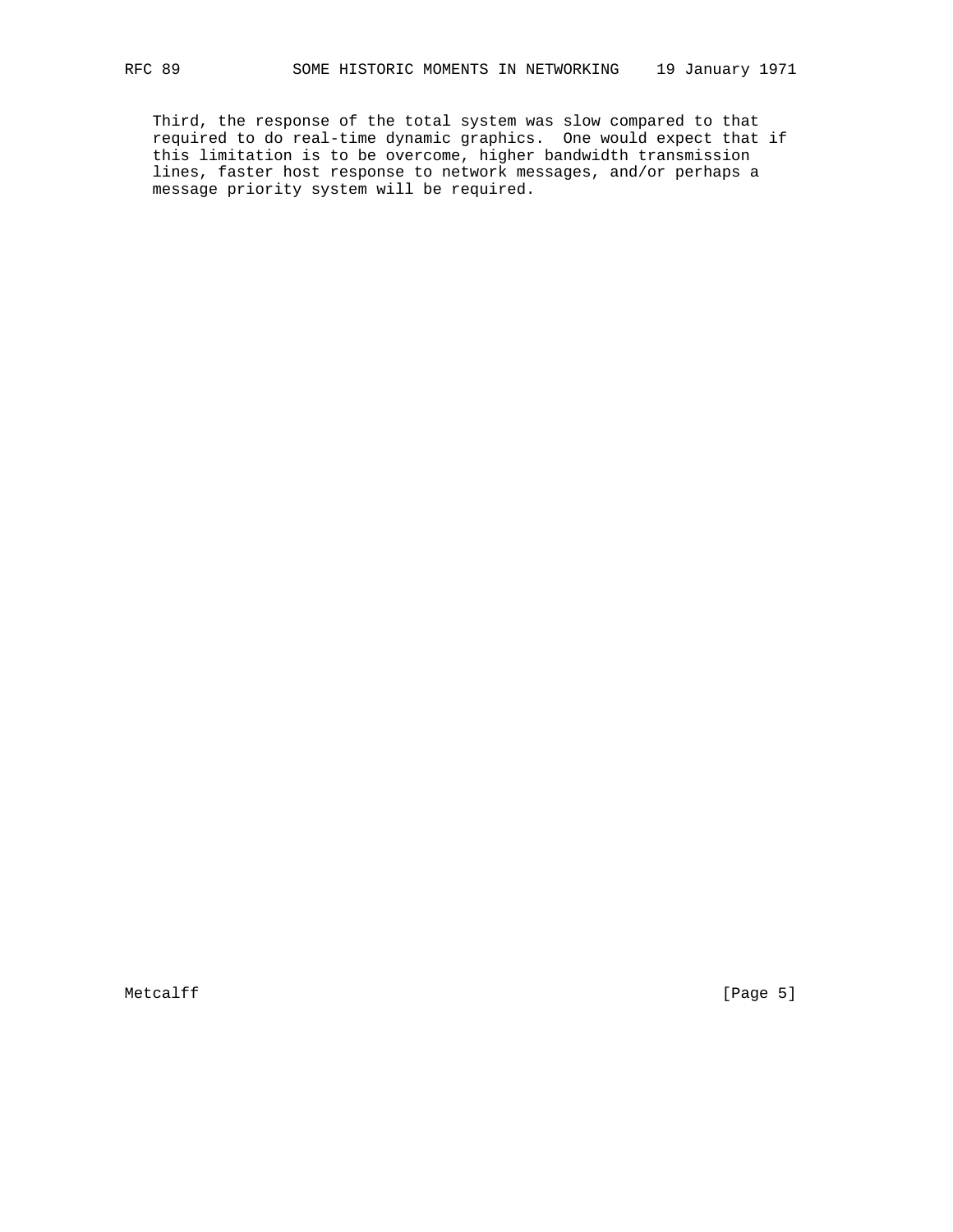Third, the response of the total system was slow compared to that required to do real-time dynamic graphics. One would expect that if this limitation is to be overcome, higher bandwidth transmission lines, faster host response to network messages, and/or perhaps a message priority system will be required.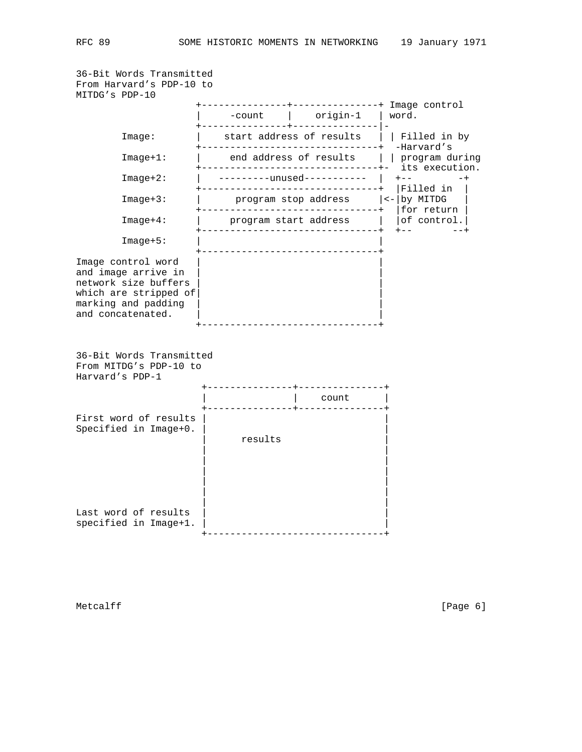```
36-Bit Words Transmitted
From Harvard's PDP-10 to
MITDG's PDP-10
                     +---------------+---------------+ Image control
                     |     -count    |    origin-1   | word.
                     +---------------+---------------|-
        Image:       |    start address of results   | | Filled in by
                     +-------------------------------+  -Harvard's
        Image+1:     |     end address of results    | | program during
                     +-------------------------------+-  its execution.
        Image+2:     |  ---------unused-----------   |  +--        -+
                     +-------------------------------+  |Filled in  |
        Image+3:     |      program stop address     |<-|by MITDG   |
                     +-------------------------------+  |for return |
        Image+4:     |     program start address     |  |of control.|
                     +-------------------------------+  +--       --+
        Image+5:     |                               |
                     +-------------------------------+
Image control word   |                               |
and image arrive in  |                               |
network size buffers |                               |
which are stripped of|                               |
marking and padding  |                               |
and concatenated.    |                               |
                     +-------------------------------+


36-Bit Words Transmitted
From MITDG's PDP-10 to
Harvard's PDP-1
                      +---------------+---------------+
                      |               |    count      |
                      +---------------+---------------+
First word of results |                               |
Specified in Image+0. |                               |
                      |      results                  |
                      |                               |
                      |                               |
                      |                               |
                      |                               |
                      |                               |
                      |                               |
Last word of results  |                               |
specified in Image+1. |                               |
                      +-------------------------------+
```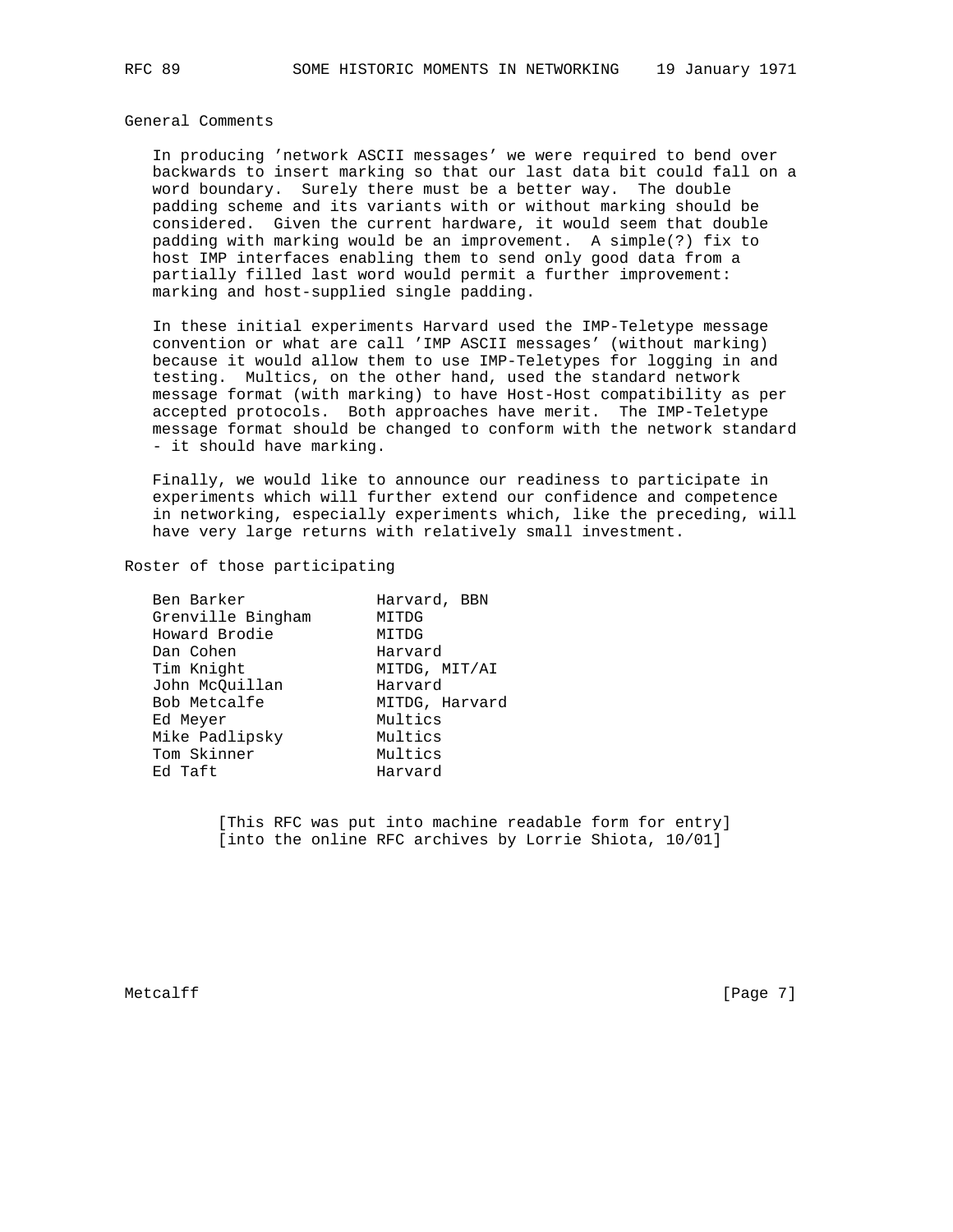## General Comments

In producing 'network ASCII messages' we were required to bend over backwards to insert marking so that our last data bit could fall on a word boundary. Surely there must be a better way. The double padding scheme and its variants with or without marking should be considered. Given the current hardware, it would seem that double padding with marking would be an improvement. A simple(?) fix to host IMP interfaces enabling them to send only good data from a partially filled last word would permit a further improvement: marking and host-supplied single padding.

In these initial experiments Harvard used the IMP-Teletype message convention or what are call 'IMP ASCII messages' (without marking) because it would allow them to use IMP-Teletypes for logging in and testing. Multics, on the other hand, used the standard network message format (with marking) to have Host-Host compatibility as per accepted protocols. Both approaches have merit. The IMP-Teletype message format should be changed to conform with the network standard - it should have marking.

Finally, we would like to announce our readiness to participate in experiments which will further extend our confidence and competence in networking, especially experiments which, like the preceding, will have very large returns with relatively small investment.

## Roster of those participating

| | |
|---|---|
| Ben Barker | Harvard, BBN |
| Grenville Bingham | MITDG |
| Howard Brodie | MITDG |
| Dan Cohen | Harvard |
| Tim Knight | MITDG, MIT/AI |
| John McQuillan | Harvard |
| Bob Metcalfe | MITDG, Harvard |
| Ed Meyer | Multics |
| Mike Padlipsky | Multics |
| Tom Skinner | Multics |
| Ed Taft | Harvard |

[This RFC was put into machine readable form for entry]
[into the online RFC archives by Lorrie Shiota, 10/01]